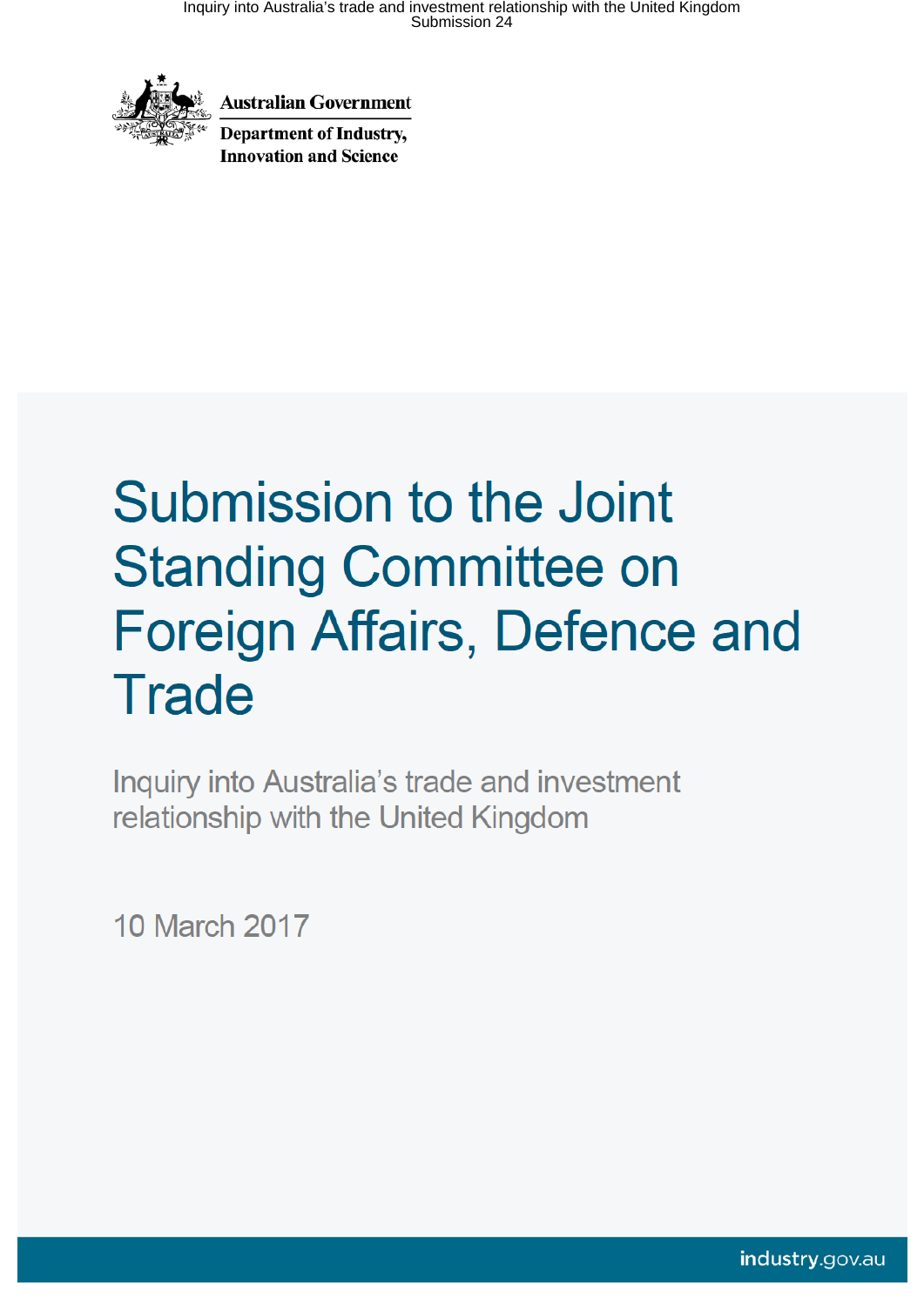Australian Government

Department of Industry, Innovation and Science

# Submission to the Joint Standing Committee on Foreign Affairs, Defence and Trade

## Inquiry into Australia's trade and investment relationship with the United Kingdom

10 March 2017

industry.gov.au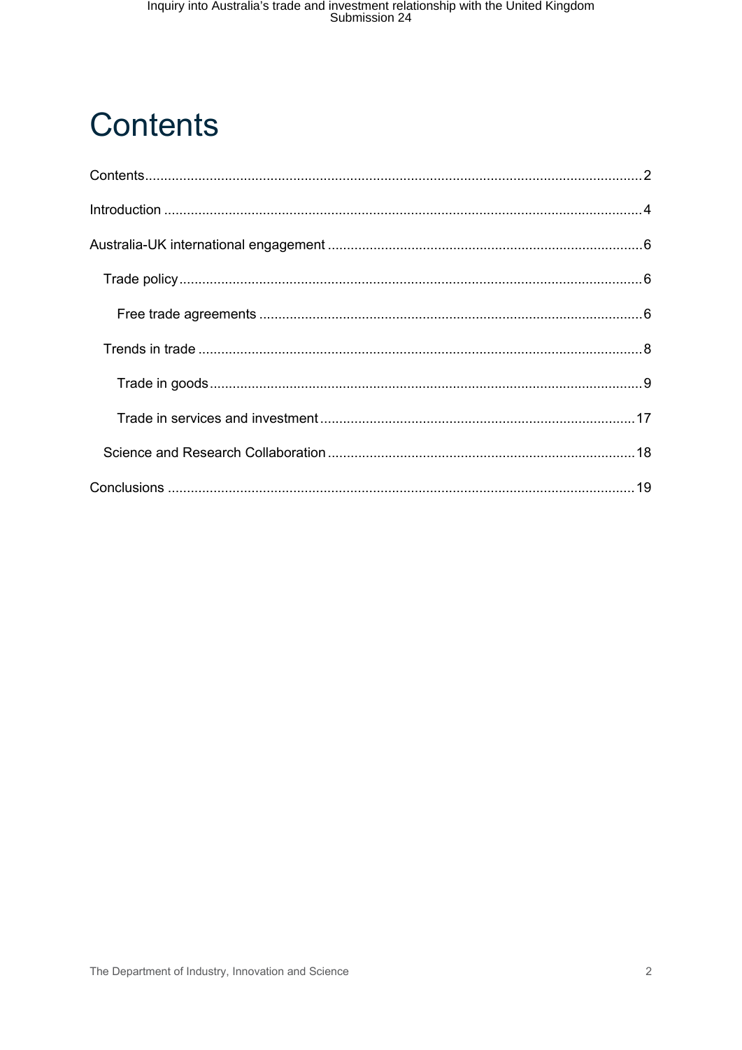# Contents

Contents 2

Introduction 4

Australia-UK international engagement 6

- Trade policy 6
  - Free trade agreements 6
- Trends in trade 8
  - Trade in goods 9
  - Trade in services and investment 17
- Science and Research Collaboration 18

Conclusions 19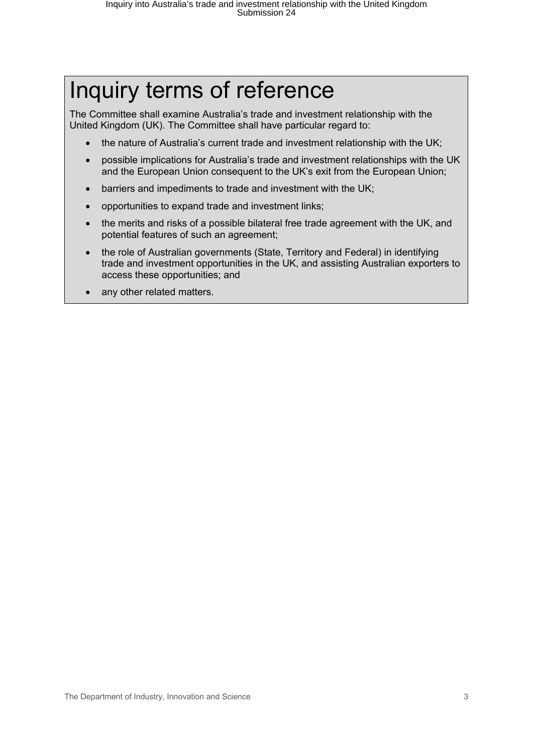# Inquiry terms of reference

The Committee shall examine Australia's trade and investment relationship with the United Kingdom (UK). The Committee shall have particular regard to:

- the nature of Australia's current trade and investment relationship with the UK;
- possible implications for Australia's trade and investment relationships with the UK and the European Union consequent to the UK's exit from the European Union;
- barriers and impediments to trade and investment with the UK;
- opportunities to expand trade and investment links;
- the merits and risks of a possible bilateral free trade agreement with the UK, and potential features of such an agreement;
- the role of Australian governments (State, Territory and Federal) in identifying trade and investment opportunities in the UK, and assisting Australian exporters to access these opportunities; and
- any other related matters.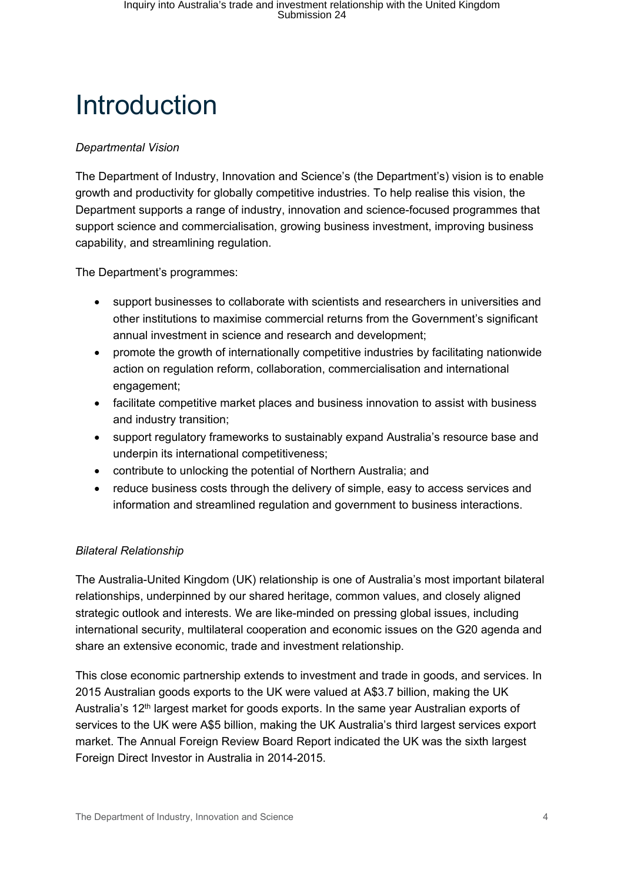# Introduction

*Departmental Vision*

The Department of Industry, Innovation and Science's (the Department's) vision is to enable growth and productivity for globally competitive industries. To help realise this vision, the Department supports a range of industry, innovation and science-focused programmes that support science and commercialisation, growing business investment, improving business capability, and streamlining regulation.

The Department's programmes:

- support businesses to collaborate with scientists and researchers in universities and other institutions to maximise commercial returns from the Government's significant annual investment in science and research and development;
- promote the growth of internationally competitive industries by facilitating nationwide action on regulation reform, collaboration, commercialisation and international engagement;
- facilitate competitive market places and business innovation to assist with business and industry transition;
- support regulatory frameworks to sustainably expand Australia's resource base and underpin its international competitiveness;
- contribute to unlocking the potential of Northern Australia; and
- reduce business costs through the delivery of simple, easy to access services and information and streamlined regulation and government to business interactions.

*Bilateral Relationship*

The Australia-United Kingdom (UK) relationship is one of Australia's most important bilateral relationships, underpinned by our shared heritage, common values, and closely aligned strategic outlook and interests. We are like-minded on pressing global issues, including international security, multilateral cooperation and economic issues on the G20 agenda and share an extensive economic, trade and investment relationship.

This close economic partnership extends to investment and trade in goods, and services. In 2015 Australian goods exports to the UK were valued at A$3.7 billion, making the UK Australia's 12th largest market for goods exports. In the same year Australian exports of services to the UK were A$5 billion, making the UK Australia's third largest services export market. The Annual Foreign Review Board Report indicated the UK was the sixth largest Foreign Direct Investor in Australia in 2014-2015.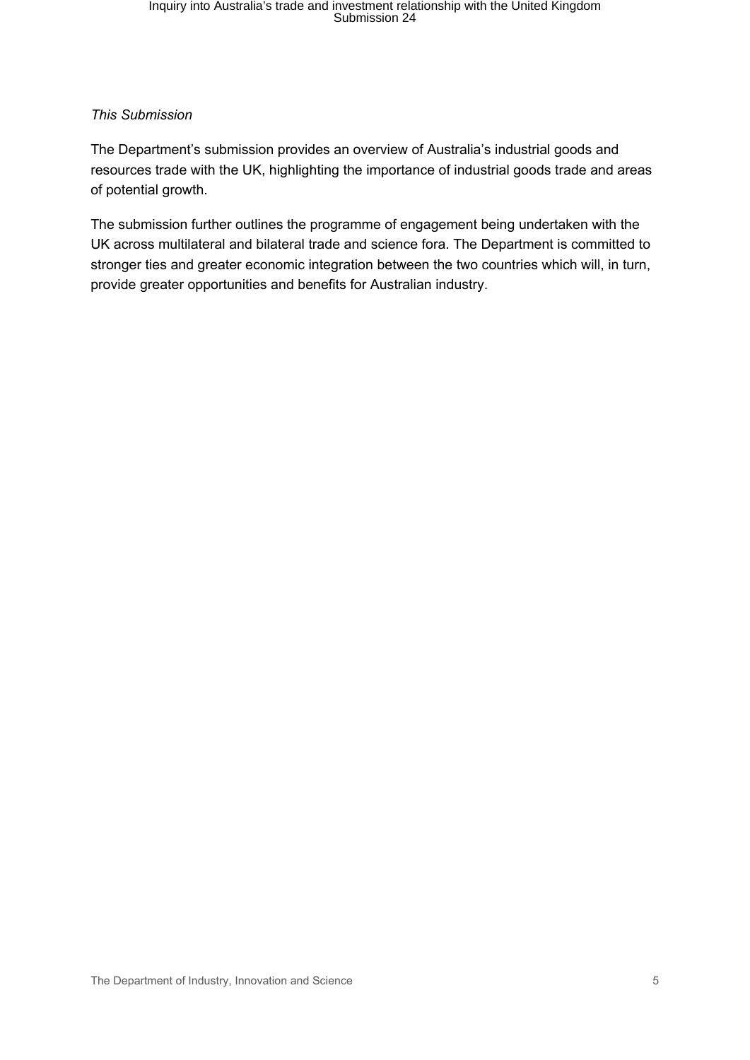*This Submission*

The Department's submission provides an overview of Australia's industrial goods and resources trade with the UK, highlighting the importance of industrial goods trade and areas of potential growth.

The submission further outlines the programme of engagement being undertaken with the UK across multilateral and bilateral trade and science fora. The Department is committed to stronger ties and greater economic integration between the two countries which will, in turn, provide greater opportunities and benefits for Australian industry.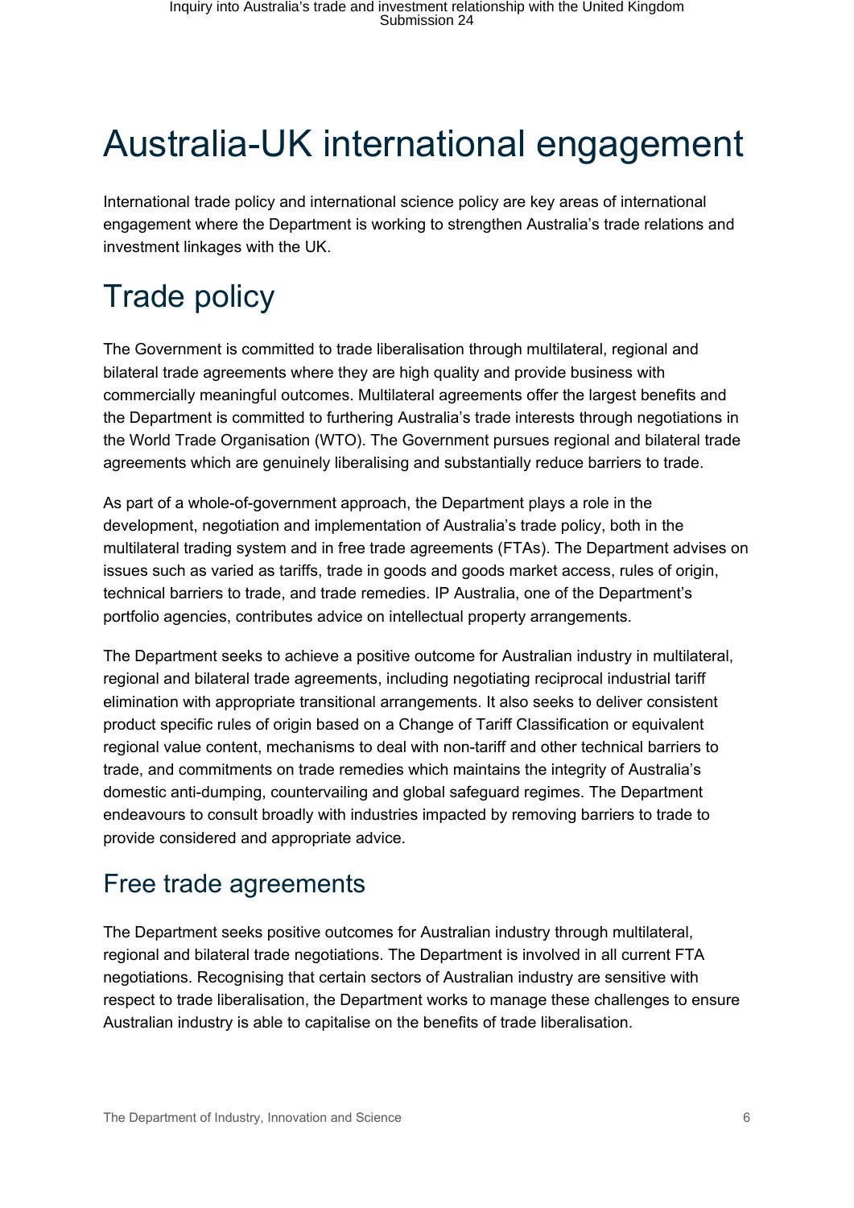# Australia-UK international engagement

International trade policy and international science policy are key areas of international engagement where the Department is working to strengthen Australia's trade relations and investment linkages with the UK.

# Trade policy

The Government is committed to trade liberalisation through multilateral, regional and bilateral trade agreements where they are high quality and provide business with commercially meaningful outcomes. Multilateral agreements offer the largest benefits and the Department is committed to furthering Australia's trade interests through negotiations in the World Trade Organisation (WTO). The Government pursues regional and bilateral trade agreements which are genuinely liberalising and substantially reduce barriers to trade.

As part of a whole-of-government approach, the Department plays a role in the development, negotiation and implementation of Australia's trade policy, both in the multilateral trading system and in free trade agreements (FTAs). The Department advises on issues such as varied as tariffs, trade in goods and goods market access, rules of origin, technical barriers to trade, and trade remedies. IP Australia, one of the Department's portfolio agencies, contributes advice on intellectual property arrangements.

The Department seeks to achieve a positive outcome for Australian industry in multilateral, regional and bilateral trade agreements, including negotiating reciprocal industrial tariff elimination with appropriate transitional arrangements. It also seeks to deliver consistent product specific rules of origin based on a Change of Tariff Classification or equivalent regional value content, mechanisms to deal with non-tariff and other technical barriers to trade, and commitments on trade remedies which maintains the integrity of Australia's domestic anti-dumping, countervailing and global safeguard regimes. The Department endeavours to consult broadly with industries impacted by removing barriers to trade to provide considered and appropriate advice.

## Free trade agreements

The Department seeks positive outcomes for Australian industry through multilateral, regional and bilateral trade negotiations. The Department is involved in all current FTA negotiations. Recognising that certain sectors of Australian industry are sensitive with respect to trade liberalisation, the Department works to manage these challenges to ensure Australian industry is able to capitalise on the benefits of trade liberalisation.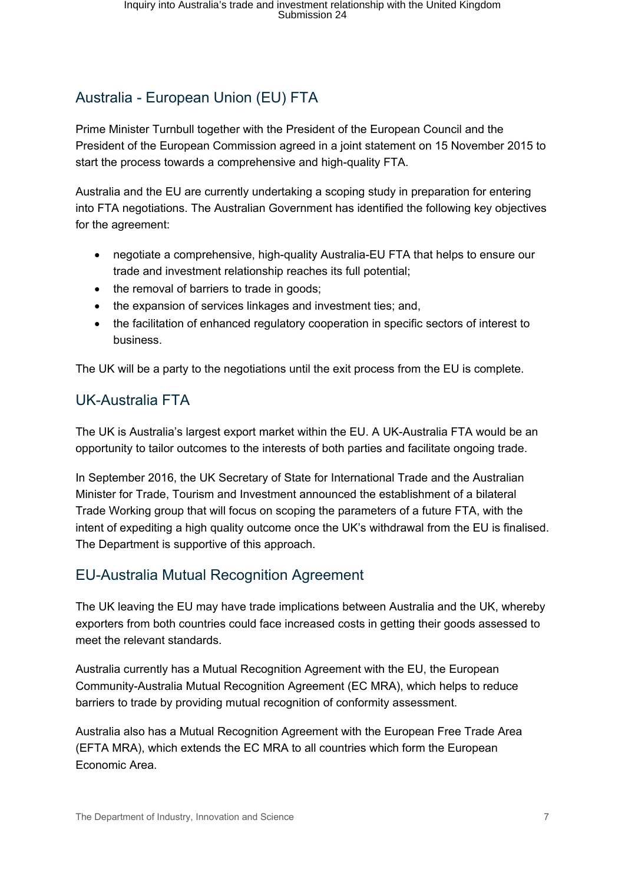## Australia - European Union (EU) FTA

Prime Minister Turnbull together with the President of the European Council and the President of the European Commission agreed in a joint statement on 15 November 2015 to start the process towards a comprehensive and high-quality FTA.

Australia and the EU are currently undertaking a scoping study in preparation for entering into FTA negotiations. The Australian Government has identified the following key objectives for the agreement:

- negotiate a comprehensive, high-quality Australia-EU FTA that helps to ensure our trade and investment relationship reaches its full potential;
- the removal of barriers to trade in goods;
- the expansion of services linkages and investment ties; and,
- the facilitation of enhanced regulatory cooperation in specific sectors of interest to business.

The UK will be a party to the negotiations until the exit process from the EU is complete.

## UK-Australia FTA

The UK is Australia's largest export market within the EU. A UK-Australia FTA would be an opportunity to tailor outcomes to the interests of both parties and facilitate ongoing trade.

In September 2016, the UK Secretary of State for International Trade and the Australian Minister for Trade, Tourism and Investment announced the establishment of a bilateral Trade Working group that will focus on scoping the parameters of a future FTA, with the intent of expediting a high quality outcome once the UK's withdrawal from the EU is finalised. The Department is supportive of this approach.

## EU-Australia Mutual Recognition Agreement

The UK leaving the EU may have trade implications between Australia and the UK, whereby exporters from both countries could face increased costs in getting their goods assessed to meet the relevant standards.

Australia currently has a Mutual Recognition Agreement with the EU, the European Community-Australia Mutual Recognition Agreement (EC MRA), which helps to reduce barriers to trade by providing mutual recognition of conformity assessment.

Australia also has a Mutual Recognition Agreement with the European Free Trade Area (EFTA MRA), which extends the EC MRA to all countries which form the European Economic Area.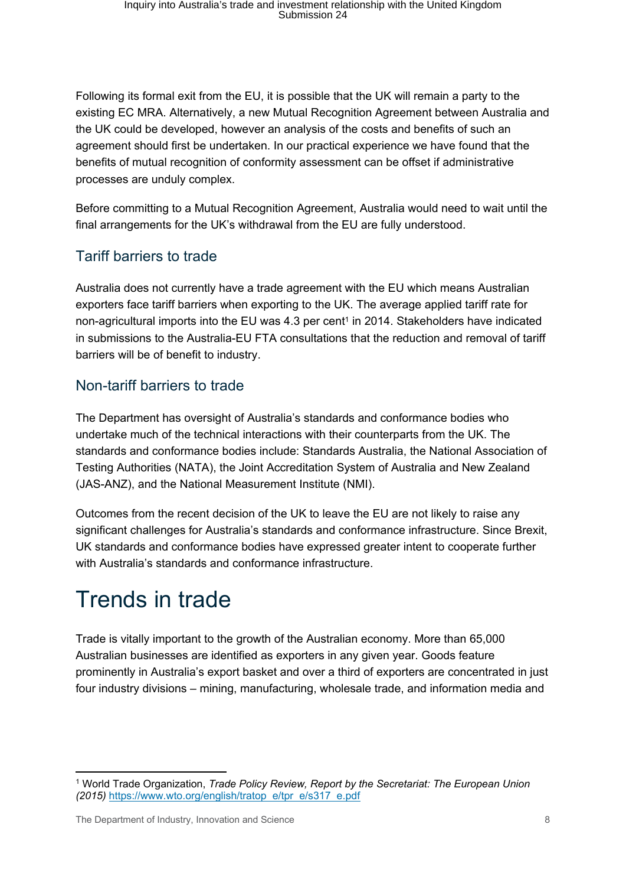Following its formal exit from the EU, it is possible that the UK will remain a party to the existing EC MRA. Alternatively, a new Mutual Recognition Agreement between Australia and the UK could be developed, however an analysis of the costs and benefits of such an agreement should first be undertaken. In our practical experience we have found that the benefits of mutual recognition of conformity assessment can be offset if administrative processes are unduly complex.

Before committing to a Mutual Recognition Agreement, Australia would need to wait until the final arrangements for the UK's withdrawal from the EU are fully understood.

## Tariff barriers to trade

Australia does not currently have a trade agreement with the EU which means Australian exporters face tariff barriers when exporting to the UK. The average applied tariff rate for non-agricultural imports into the EU was 4.3 per cent[1] in 2014. Stakeholders have indicated in submissions to the Australia-EU FTA consultations that the reduction and removal of tariff barriers will be of benefit to industry.

## Non-tariff barriers to trade

The Department has oversight of Australia's standards and conformance bodies who undertake much of the technical interactions with their counterparts from the UK. The standards and conformance bodies include: Standards Australia, the National Association of Testing Authorities (NATA), the Joint Accreditation System of Australia and New Zealand (JAS-ANZ), and the National Measurement Institute (NMI).

Outcomes from the recent decision of the UK to leave the EU are not likely to raise any significant challenges for Australia's standards and conformance infrastructure. Since Brexit, UK standards and conformance bodies have expressed greater intent to cooperate further with Australia's standards and conformance infrastructure.

# Trends in trade

Trade is vitally important to the growth of the Australian economy. More than 65,000 Australian businesses are identified as exporters in any given year. Goods feature prominently in Australia's export basket and over a third of exporters are concentrated in just four industry divisions – mining, manufacturing, wholesale trade, and information media and

---

[1] World Trade Organization, *Trade Policy Review, Report by the Secretariat: The European Union (2015)* https://www.wto.org/english/tratop_e/tpr_e/s317_e.pdf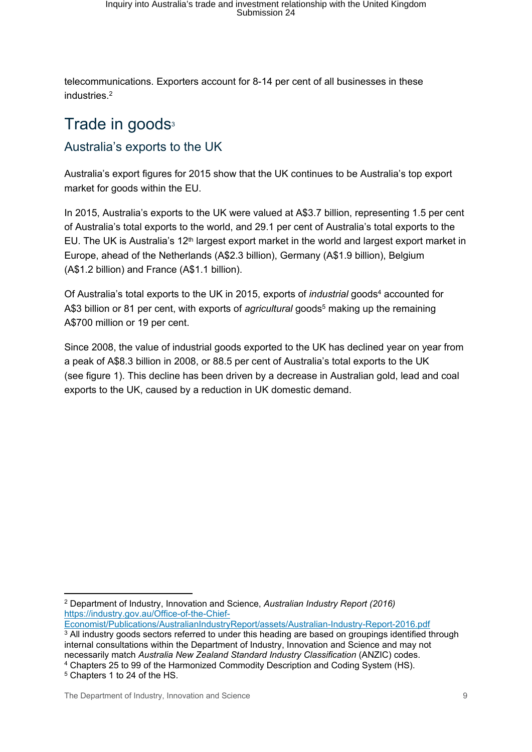telecommunications. Exporters account for 8-14 per cent of all businesses in these industries.[2]

# Trade in goods[3]

## Australia's exports to the UK

Australia's export figures for 2015 show that the UK continues to be Australia's top export market for goods within the EU.

In 2015, Australia's exports to the UK were valued at A$3.7 billion, representing 1.5 per cent of Australia's total exports to the world, and 29.1 per cent of Australia's total exports to the EU. The UK is Australia's 12th largest export market in the world and largest export market in Europe, ahead of the Netherlands (A$2.3 billion), Germany (A$1.9 billion), Belgium (A$1.2 billion) and France (A$1.1 billion).

Of Australia's total exports to the UK in 2015, exports of *industrial* goods[4] accounted for A$3 billion or 81 per cent, with exports of *agricultural* goods[5] making up the remaining A$700 million or 19 per cent.

Since 2008, the value of industrial goods exported to the UK has declined year on year from a peak of A$8.3 billion in 2008, or 88.5 per cent of Australia's total exports to the UK (see figure 1). This decline has been driven by a decrease in Australian gold, lead and coal exports to the UK, caused by a reduction in UK domestic demand.

---

[2] Department of Industry, Innovation and Science, *Australian Industry Report (2016)* https://industry.gov.au/Office-of-the-Chief-Economist/Publications/AustralianIndustryReport/assets/Australian-Industry-Report-2016.pdf

[3] All industry goods sectors referred to under this heading are based on groupings identified through internal consultations within the Department of Industry, Innovation and Science and may not necessarily match *Australia New Zealand Standard Industry Classification* (ANZIC) codes.

[4] Chapters 25 to 99 of the Harmonized Commodity Description and Coding System (HS).

[5] Chapters 1 to 24 of the HS.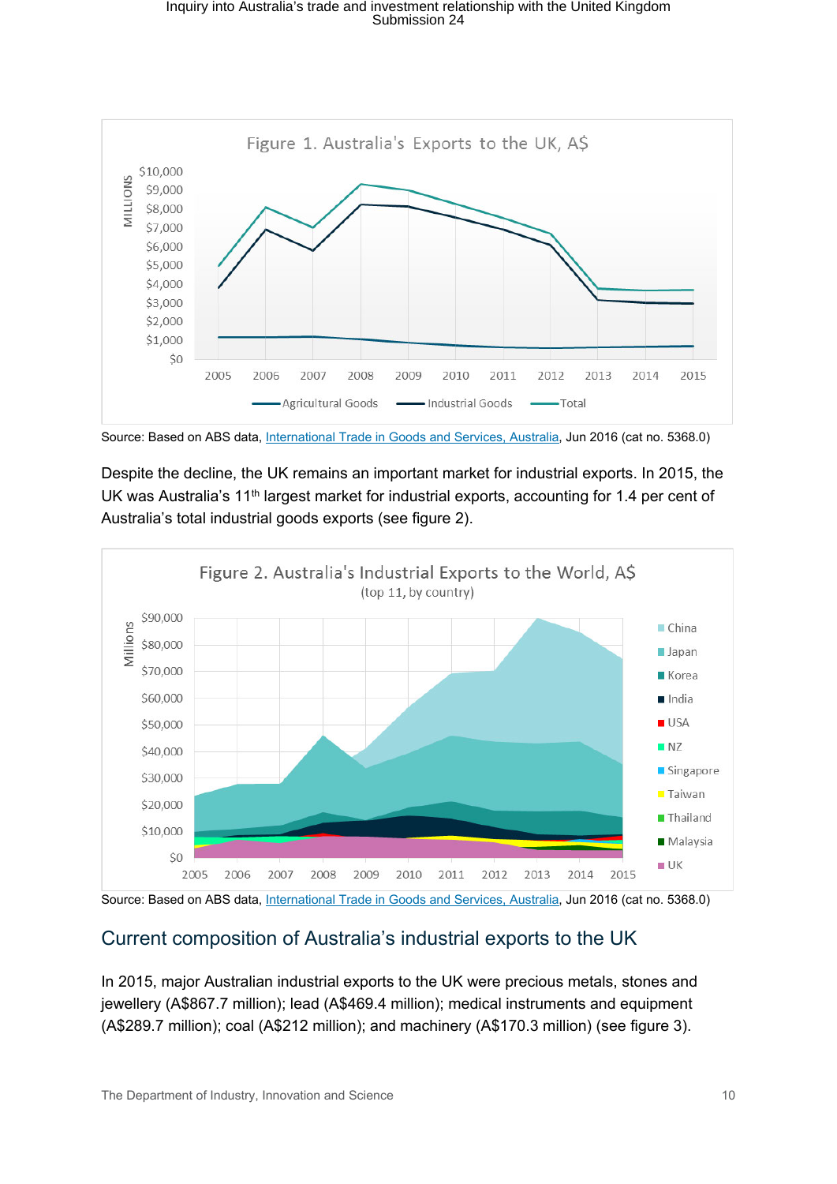Figure 1. Australia's Exports to the UK, A$

Source: Based on ABS data, International Trade in Goods and Services, Australia, Jun 2016 (cat no. 5368.0)

Despite the decline, the UK remains an important market for industrial exports. In 2015, the UK was Australia's 11th largest market for industrial exports, accounting for 1.4 per cent of Australia's total industrial goods exports (see figure 2).

Figure 2. Australia's Industrial Exports to the World, A$ (top 11, by country)

Source: Based on ABS data, International Trade in Goods and Services, Australia, Jun 2016 (cat no. 5368.0)

## Current composition of Australia's industrial exports to the UK

In 2015, major Australian industrial exports to the UK were precious metals, stones and jewellery (A$867.7 million); lead (A$469.4 million); medical instruments and equipment (A$289.7 million); coal (A$212 million); and machinery (A$170.3 million) (see figure 3).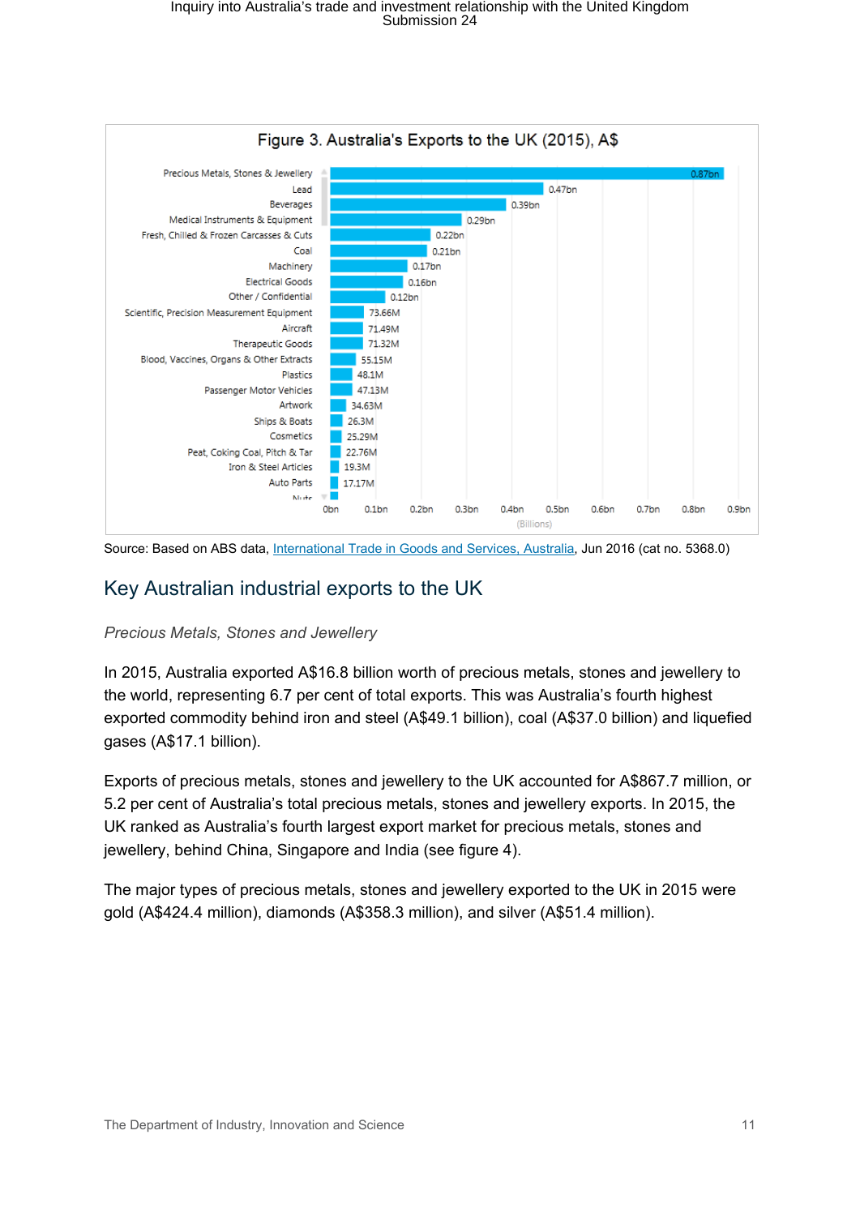**Figure 3. Australia's Exports to the UK (2015), A$**

| Commodity | Value |
| --- | --- |
| Precious Metals, Stones & Jewellery | 0.87bn |
| Lead | 0.47bn |
| Beverages | 0.39bn |
| Medical Instruments & Equipment | 0.29bn |
| Fresh, Chilled & Frozen Carcasses & Cuts | 0.22bn |
| Coal | 0.21bn |
| Machinery | 0.17bn |
| Electrical Goods | 0.16bn |
| Other / Confidential | 0.12bn |
| Scientific, Precision Measurement Equipment | 73.66M |
| Aircraft | 71.49M |
| Therapeutic Goods | 71.32M |
| Blood, Vaccines, Organs & Other Extracts | 55.15M |
| Plastics | 48.1M |
| Passenger Motor Vehicles | 47.13M |
| Artwork | 34.63M |
| Ships & Boats | 26.3M |
| Cosmetics | 25.29M |
| Peat, Coking Coal, Pitch & Tar | 22.76M |
| Iron & Steel Articles | 19.3M |
| Auto Parts | 17.17M |

Source: Based on ABS data, International Trade in Goods and Services, Australia, Jun 2016 (cat no. 5368.0)

## Key Australian industrial exports to the UK

*Precious Metals, Stones and Jewellery*

In 2015, Australia exported A$16.8 billion worth of precious metals, stones and jewellery to the world, representing 6.7 per cent of total exports. This was Australia's fourth highest exported commodity behind iron and steel (A$49.1 billion), coal (A$37.0 billion) and liquefied gases (A$17.1 billion).

Exports of precious metals, stones and jewellery to the UK accounted for A$867.7 million, or 5.2 per cent of Australia's total precious metals, stones and jewellery exports. In 2015, the UK ranked as Australia's fourth largest export market for precious metals, stones and jewellery, behind China, Singapore and India (see figure 4).

The major types of precious metals, stones and jewellery exported to the UK in 2015 were gold (A$424.4 million), diamonds (A$358.3 million), and silver (A$51.4 million).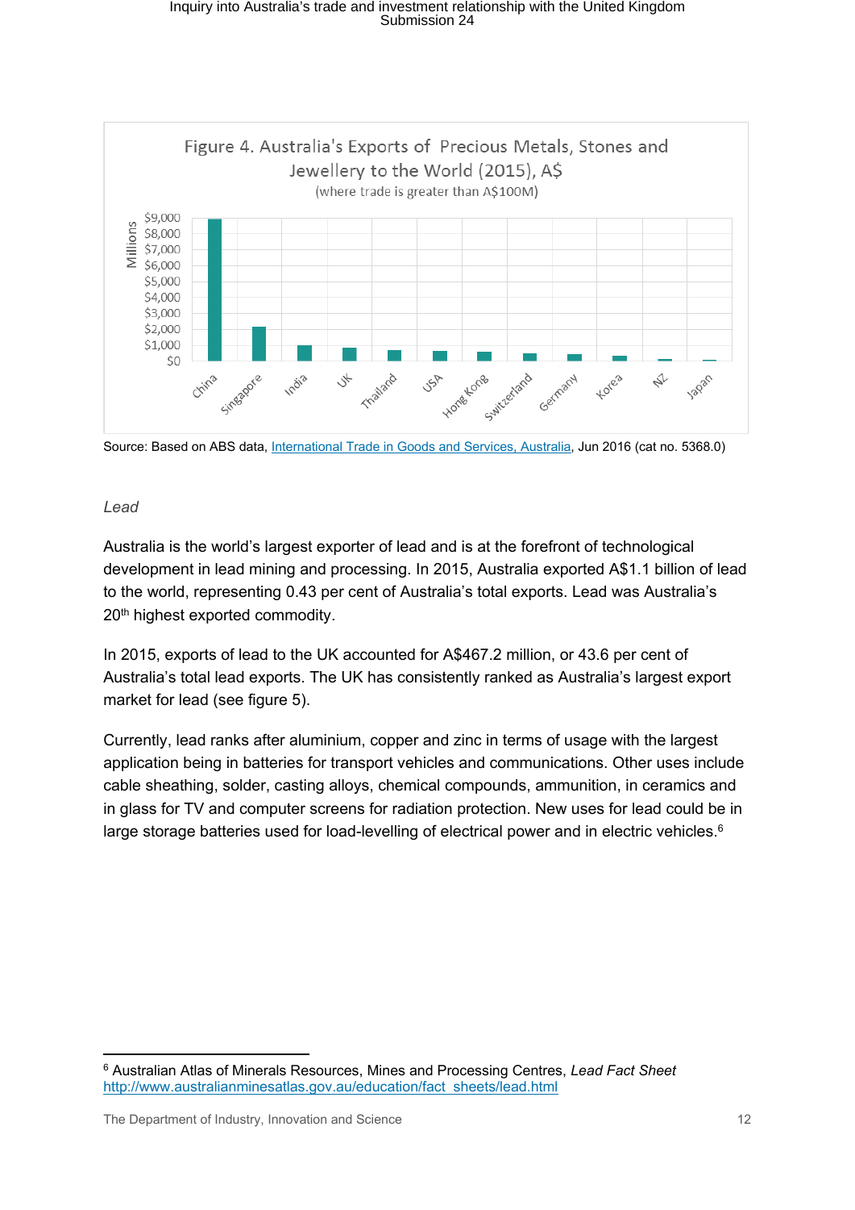Figure 4. Australia's Exports of Precious Metals, Stones and Jewellery to the World (2015), A$
(where trade is greater than A$100M)

Source: Based on ABS data, International Trade in Goods and Services, Australia, Jun 2016 (cat no. 5368.0)

*Lead*

Australia is the world's largest exporter of lead and is at the forefront of technological development in lead mining and processing. In 2015, Australia exported A$1.1 billion of lead to the world, representing 0.43 per cent of Australia's total exports. Lead was Australia's 20th highest exported commodity.

In 2015, exports of lead to the UK accounted for A$467.2 million, or 43.6 per cent of Australia's total lead exports. The UK has consistently ranked as Australia's largest export market for lead (see figure 5).

Currently, lead ranks after aluminium, copper and zinc in terms of usage with the largest application being in batteries for transport vehicles and communications. Other uses include cable sheathing, solder, casting alloys, chemical compounds, ammunition, in ceramics and in glass for TV and computer screens for radiation protection. New uses for lead could be in large storage batteries used for load-levelling of electrical power and in electric vehicles.[6]

---

[6] Australian Atlas of Minerals Resources, Mines and Processing Centres, *Lead Fact Sheet* http://www.australianminesatlas.gov.au/education/fact_sheets/lead.html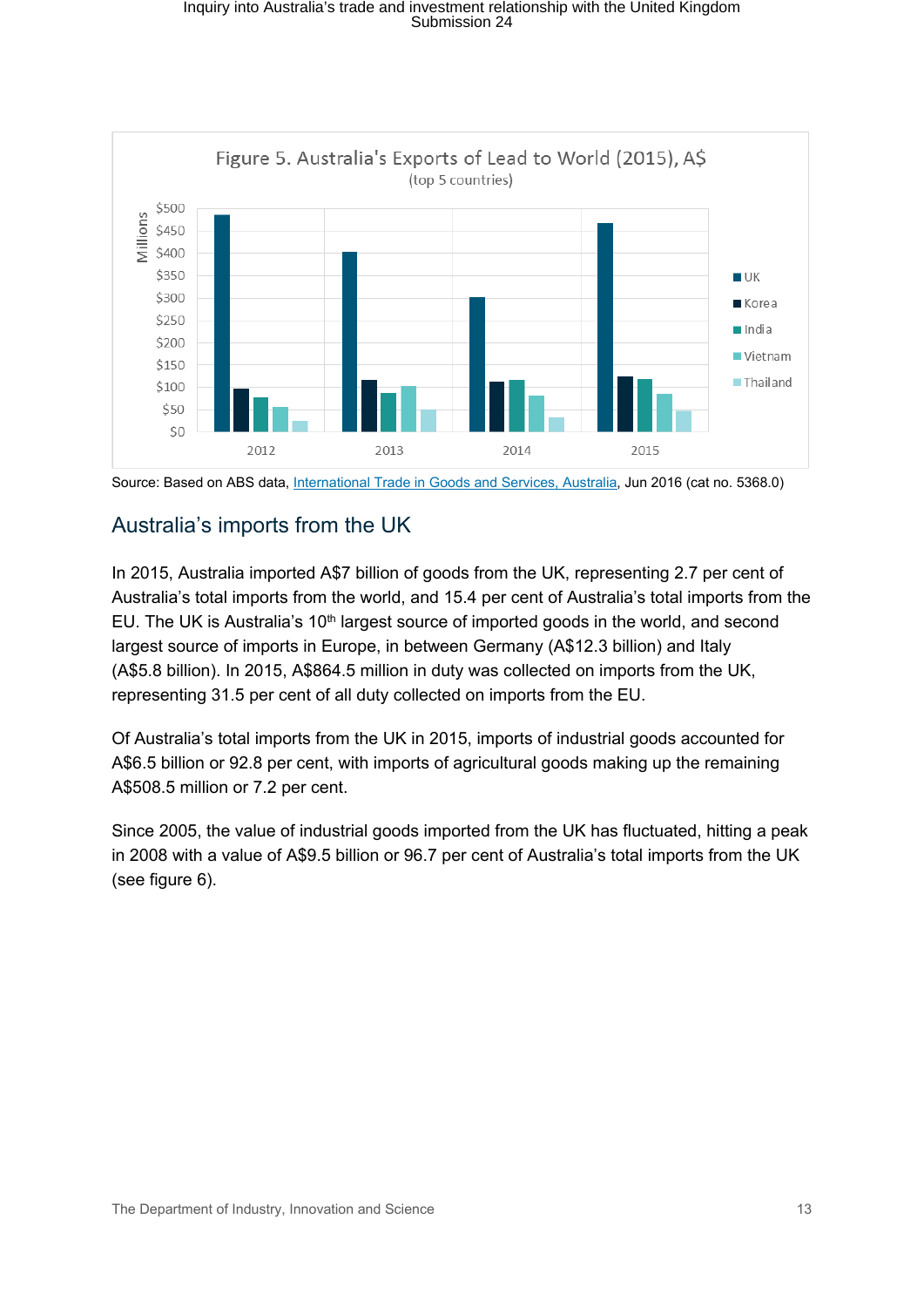Figure 5. Australia's Exports of Lead to World (2015), A$
(top 5 countries)

Source: Based on ABS data, International Trade in Goods and Services, Australia, Jun 2016 (cat no. 5368.0)

## Australia's imports from the UK

In 2015, Australia imported A$7 billion of goods from the UK, representing 2.7 per cent of Australia's total imports from the world, and 15.4 per cent of Australia's total imports from the EU. The UK is Australia's 10th largest source of imported goods in the world, and second largest source of imports in Europe, in between Germany (A$12.3 billion) and Italy (A$5.8 billion). In 2015, A$864.5 million in duty was collected on imports from the UK, representing 31.5 per cent of all duty collected on imports from the EU.

Of Australia's total imports from the UK in 2015, imports of industrial goods accounted for A$6.5 billion or 92.8 per cent, with imports of agricultural goods making up the remaining A$508.5 million or 7.2 per cent.

Since 2005, the value of industrial goods imported from the UK has fluctuated, hitting a peak in 2008 with a value of A$9.5 billion or 96.7 per cent of Australia's total imports from the UK (see figure 6).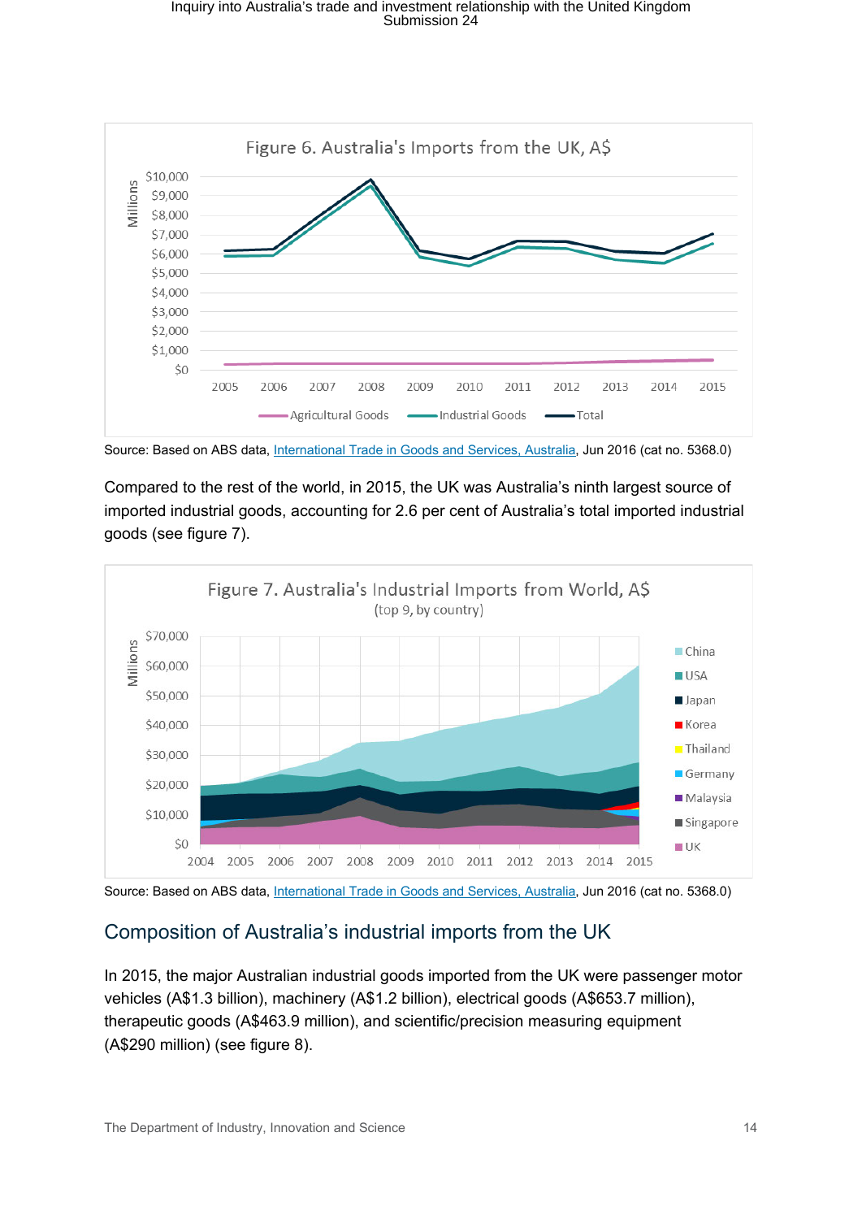Figure 6. Australia's Imports from the UK, A$

Source: Based on ABS data, International Trade in Goods and Services, Australia, Jun 2016 (cat no. 5368.0)

Compared to the rest of the world, in 2015, the UK was Australia's ninth largest source of imported industrial goods, accounting for 2.6 per cent of Australia's total imported industrial goods (see figure 7).

Figure 7. Australia's Industrial Imports from World, A$ (top 9, by country)

Source: Based on ABS data, International Trade in Goods and Services, Australia, Jun 2016 (cat no. 5368.0)

## Composition of Australia's industrial imports from the UK

In 2015, the major Australian industrial goods imported from the UK were passenger motor vehicles (A$1.3 billion), machinery (A$1.2 billion), electrical goods (A$653.7 million), therapeutic goods (A$463.9 million), and scientific/precision measuring equipment (A$290 million) (see figure 8).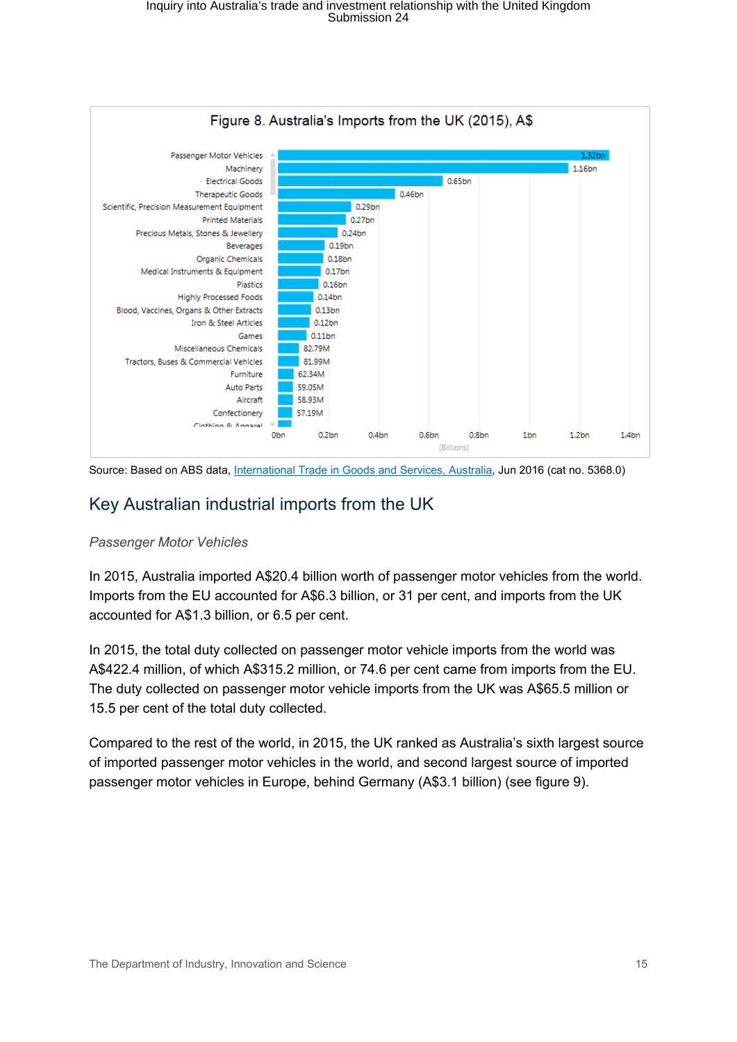**Figure 8. Australia's Imports from the UK (2015), A$**

| Category | Value |
|---|---|
| Passenger Motor Vehicles | 1.32bn |
| Machinery | 1.16bn |
| Electrical Goods | 0.65bn |
| Therapeutic Goods | 0.46bn |
| Scientific, Precision Measurement Equipment | 0.29bn |
| Printed Materials | 0.27bn |
| Precious Metals, Stones & Jewellery | 0.24bn |
| Beverages | 0.19bn |
| Organic Chemicals | 0.18bn |
| Medical Instruments & Equipment | 0.17bn |
| Plastics | 0.16bn |
| Highly Processed Foods | 0.14bn |
| Blood, Vaccines, Organs & Other Extracts | 0.13bn |
| Iron & Steel Articles | 0.12bn |
| Games | 0.11bn |
| Miscellaneous Chemicals | 82.79M |
| Tractors, Buses & Commercial Vehicles | 81.99M |
| Furniture | 62.34M |
| Auto Parts | 59.05M |
| Aircraft | 58.93M |
| Confectionery | 57.19M |
| Clothing & Apparel | |

Source: Based on ABS data, International Trade in Goods and Services, Australia, Jun 2016 (cat no. 5368.0)

## Key Australian industrial imports from the UK

*Passenger Motor Vehicles*

In 2015, Australia imported A$20.4 billion worth of passenger motor vehicles from the world. Imports from the EU accounted for A$6.3 billion, or 31 per cent, and imports from the UK accounted for A$1.3 billion, or 6.5 per cent.

In 2015, the total duty collected on passenger motor vehicle imports from the world was A$422.4 million, of which A$315.2 million, or 74.6 per cent came from imports from the EU. The duty collected on passenger motor vehicle imports from the UK was A$65.5 million or 15.5 per cent of the total duty collected.

Compared to the rest of the world, in 2015, the UK ranked as Australia's sixth largest source of imported passenger motor vehicles in the world, and second largest source of imported passenger motor vehicles in Europe, behind Germany (A$3.1 billion) (see figure 9).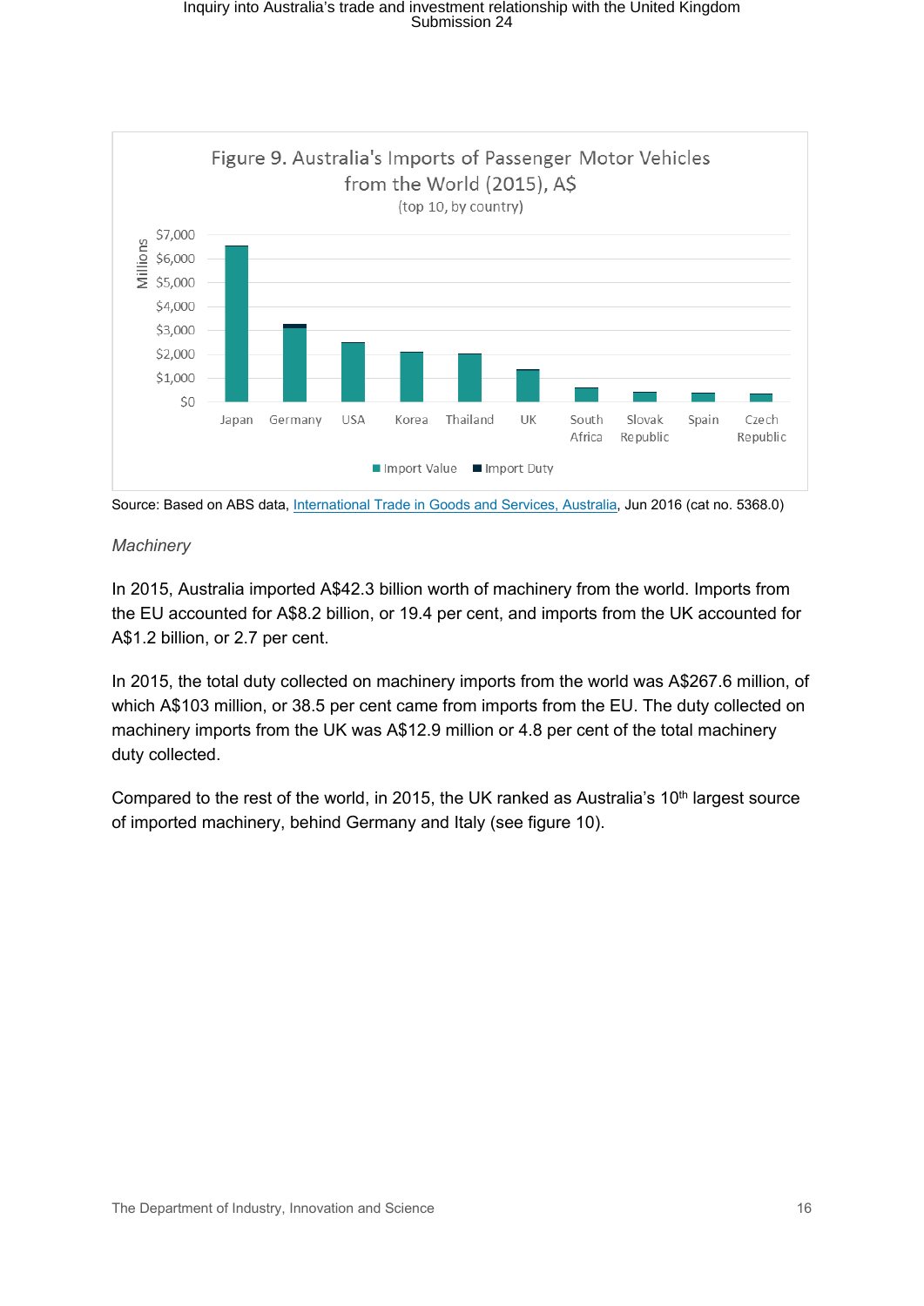Figure 9. Australia's Imports of Passenger Motor Vehicles from the World (2015), A$
(top 10, by country)

Source: Based on ABS data, International Trade in Goods and Services, Australia, Jun 2016 (cat no. 5368.0)

*Machinery*

In 2015, Australia imported A$42.3 billion worth of machinery from the world. Imports from the EU accounted for A$8.2 billion, or 19.4 per cent, and imports from the UK accounted for A$1.2 billion, or 2.7 per cent.

In 2015, the total duty collected on machinery imports from the world was A$267.6 million, of which A$103 million, or 38.5 per cent came from imports from the EU. The duty collected on machinery imports from the UK was A$12.9 million or 4.8 per cent of the total machinery duty collected.

Compared to the rest of the world, in 2015, the UK ranked as Australia's 10th largest source of imported machinery, behind Germany and Italy (see figure 10).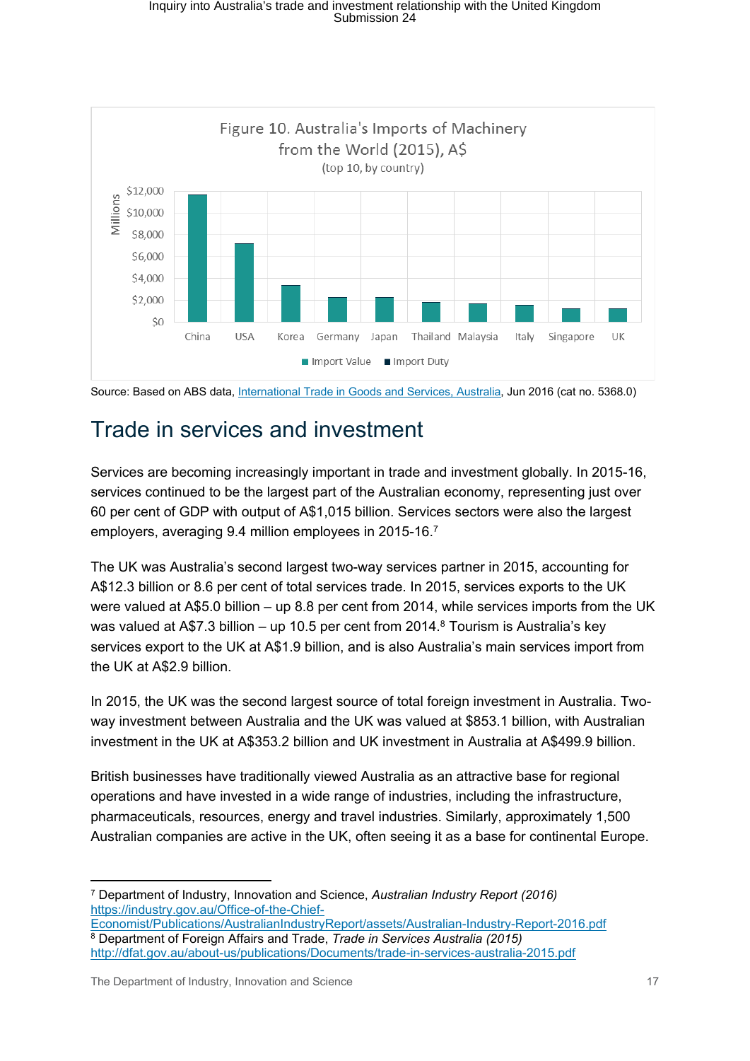Figure 10. Australia's Imports of Machinery from the World (2015), A$ (top 10, by country)

Source: Based on ABS data, International Trade in Goods and Services, Australia, Jun 2016 (cat no. 5368.0)

## Trade in services and investment

Services are becoming increasingly important in trade and investment globally. In 2015-16, services continued to be the largest part of the Australian economy, representing just over 60 per cent of GDP with output of A$1,015 billion. Services sectors were also the largest employers, averaging 9.4 million employees in 2015-16.[7]

The UK was Australia's second largest two-way services partner in 2015, accounting for A$12.3 billion or 8.6 per cent of total services trade. In 2015, services exports to the UK were valued at A$5.0 billion – up 8.8 per cent from 2014, while services imports from the UK was valued at A$7.3 billion – up 10.5 per cent from 2014.[8] Tourism is Australia's key services export to the UK at A$1.9 billion, and is also Australia's main services import from the UK at A$2.9 billion.

In 2015, the UK was the second largest source of total foreign investment in Australia. Two-way investment between Australia and the UK was valued at $853.1 billion, with Australian investment in the UK at A$353.2 billion and UK investment in Australia at A$499.9 billion.

British businesses have traditionally viewed Australia as an attractive base for regional operations and have invested in a wide range of industries, including the infrastructure, pharmaceuticals, resources, energy and travel industries. Similarly, approximately 1,500 Australian companies are active in the UK, often seeing it as a base for continental Europe.

---

[7] Department of Industry, Innovation and Science, *Australian Industry Report (2016)* https://industry.gov.au/Office-of-the-Chief-Economist/Publications/AustralianIndustryReport/assets/Australian-Industry-Report-2016.pdf

[8] Department of Foreign Affairs and Trade, *Trade in Services Australia (2015)* http://dfat.gov.au/about-us/publications/Documents/trade-in-services-australia-2015.pdf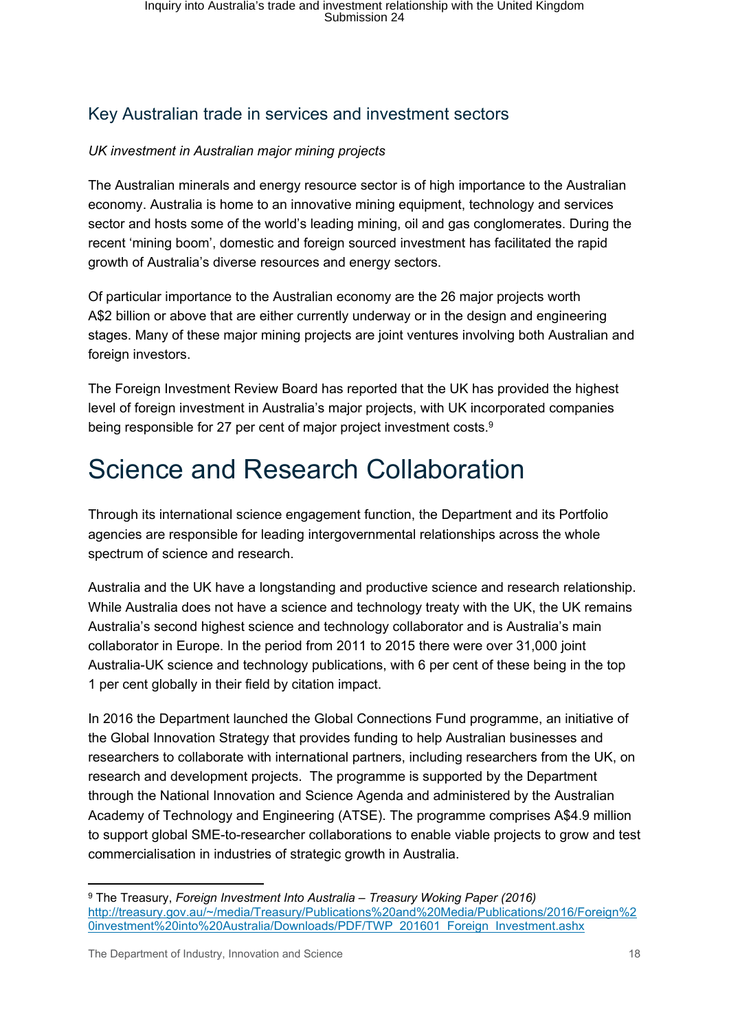## Key Australian trade in services and investment sectors

*UK investment in Australian major mining projects*

The Australian minerals and energy resource sector is of high importance to the Australian economy. Australia is home to an innovative mining equipment, technology and services sector and hosts some of the world's leading mining, oil and gas conglomerates. During the recent 'mining boom', domestic and foreign sourced investment has facilitated the rapid growth of Australia's diverse resources and energy sectors.

Of particular importance to the Australian economy are the 26 major projects worth A$2 billion or above that are either currently underway or in the design and engineering stages. Many of these major mining projects are joint ventures involving both Australian and foreign investors.

The Foreign Investment Review Board has reported that the UK has provided the highest level of foreign investment in Australia's major projects, with UK incorporated companies being responsible for 27 per cent of major project investment costs.[9]

# Science and Research Collaboration

Through its international science engagement function, the Department and its Portfolio agencies are responsible for leading intergovernmental relationships across the whole spectrum of science and research.

Australia and the UK have a longstanding and productive science and research relationship. While Australia does not have a science and technology treaty with the UK, the UK remains Australia's second highest science and technology collaborator and is Australia's main collaborator in Europe. In the period from 2011 to 2015 there were over 31,000 joint Australia-UK science and technology publications, with 6 per cent of these being in the top 1 per cent globally in their field by citation impact.

In 2016 the Department launched the Global Connections Fund programme, an initiative of the Global Innovation Strategy that provides funding to help Australian businesses and researchers to collaborate with international partners, including researchers from the UK, on research and development projects. The programme is supported by the Department through the National Innovation and Science Agenda and administered by the Australian Academy of Technology and Engineering (ATSE). The programme comprises A$4.9 million to support global SME-to-researcher collaborations to enable viable projects to grow and test commercialisation in industries of strategic growth in Australia.

---

[9] The Treasury, *Foreign Investment Into Australia – Treasury Woking Paper (2016)* http://treasury.gov.au/~/media/Treasury/Publications%20and%20Media/Publications/2016/Foreign%20investment%20into%20Australia/Downloads/PDF/TWP_201601_Foreign_Investment.ashx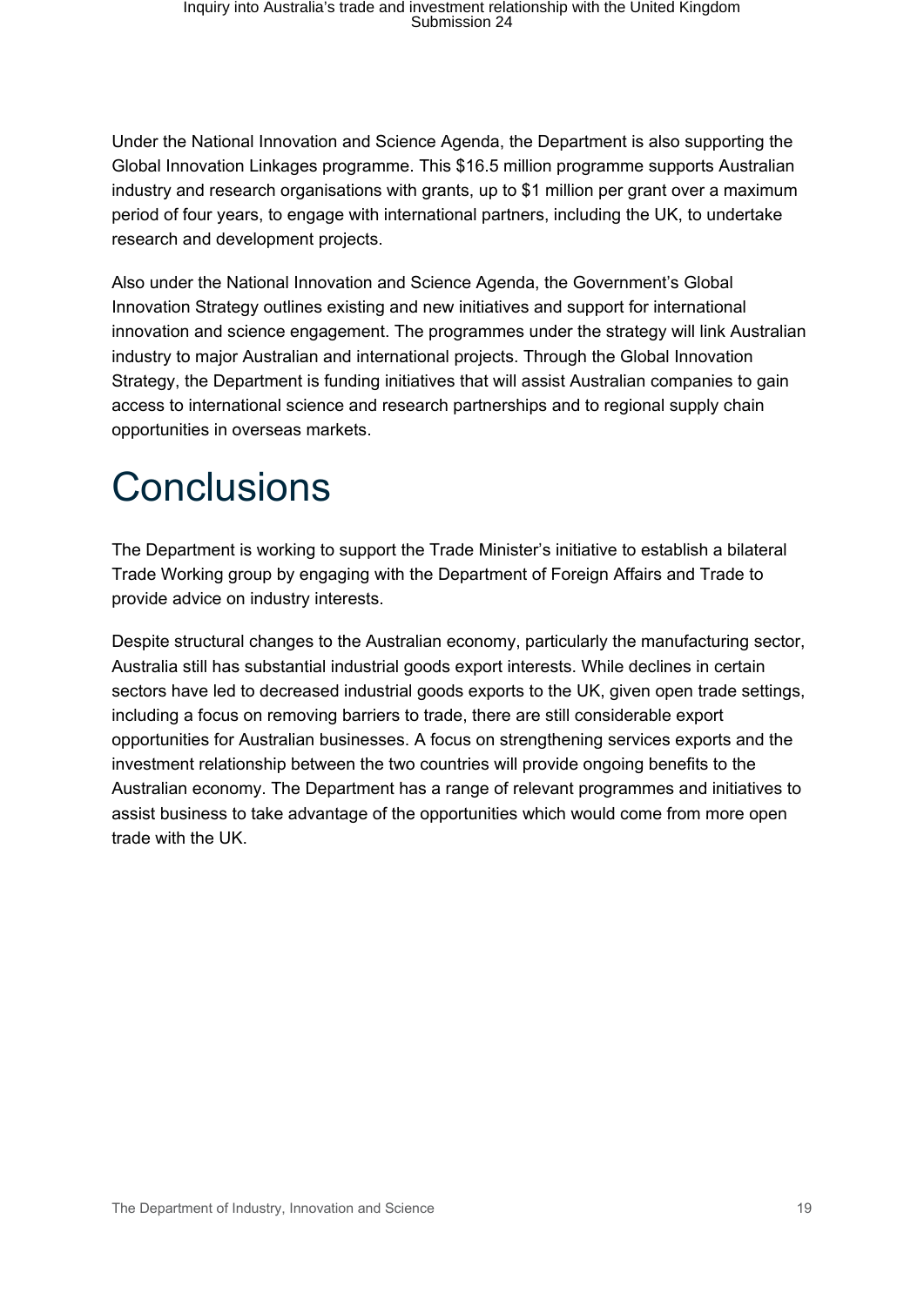Under the National Innovation and Science Agenda, the Department is also supporting the Global Innovation Linkages programme. This $16.5 million programme supports Australian industry and research organisations with grants, up to $1 million per grant over a maximum period of four years, to engage with international partners, including the UK, to undertake research and development projects.

Also under the National Innovation and Science Agenda, the Government's Global Innovation Strategy outlines existing and new initiatives and support for international innovation and science engagement. The programmes under the strategy will link Australian industry to major Australian and international projects. Through the Global Innovation Strategy, the Department is funding initiatives that will assist Australian companies to gain access to international science and research partnerships and to regional supply chain opportunities in overseas markets.

# Conclusions

The Department is working to support the Trade Minister's initiative to establish a bilateral Trade Working group by engaging with the Department of Foreign Affairs and Trade to provide advice on industry interests.

Despite structural changes to the Australian economy, particularly the manufacturing sector, Australia still has substantial industrial goods export interests. While declines in certain sectors have led to decreased industrial goods exports to the UK, given open trade settings, including a focus on removing barriers to trade, there are still considerable export opportunities for Australian businesses. A focus on strengthening services exports and the investment relationship between the two countries will provide ongoing benefits to the Australian economy. The Department has a range of relevant programmes and initiatives to assist business to take advantage of the opportunities which would come from more open trade with the UK.